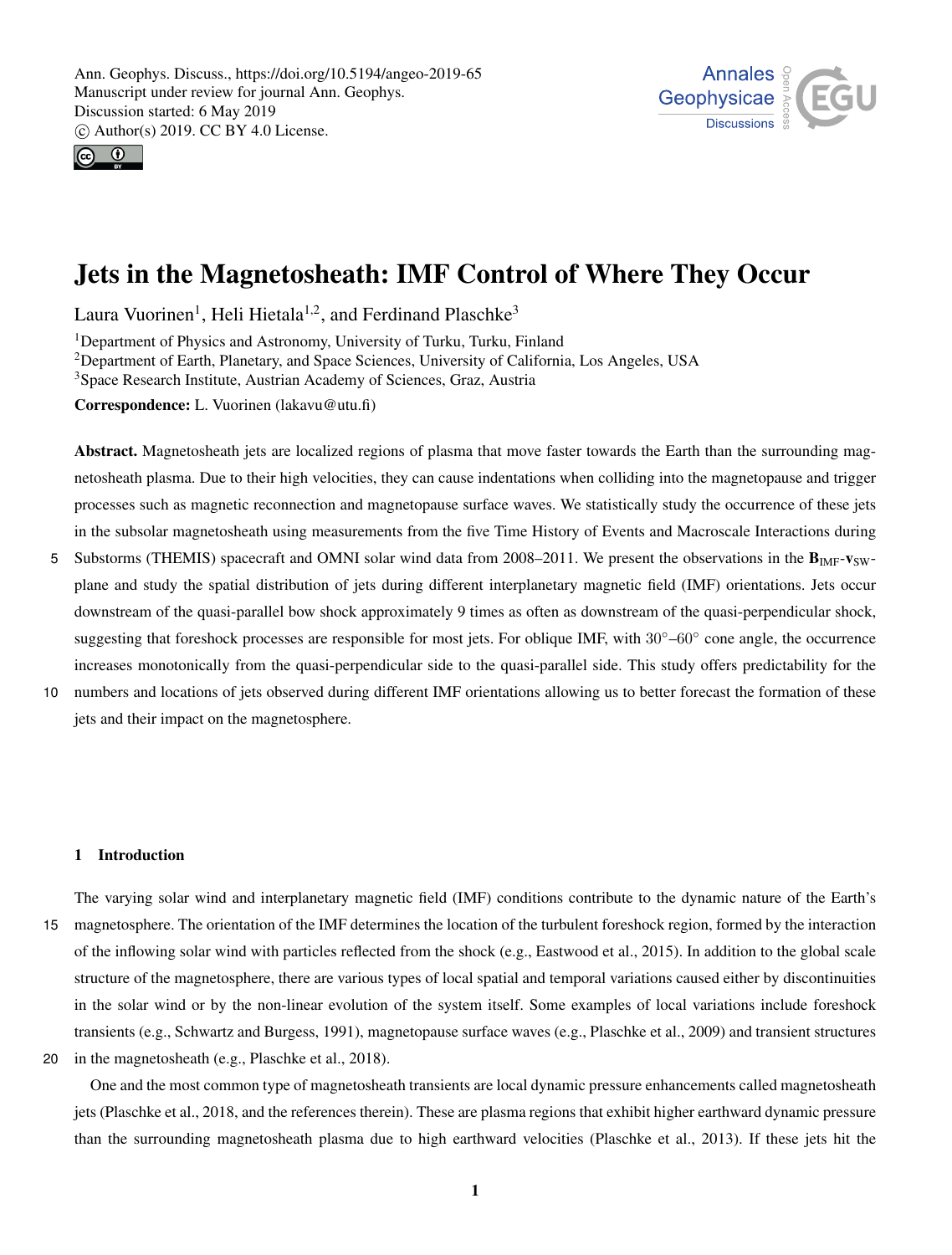# Jets in the Magnetosheath: IMF Control of Where They Occur

Laura Vuorinen[1], Heli Hietala[1,2], and Ferdinand Plaschke[3]

[1]Department of Physics and Astronomy, University of Turku, Turku, Finland
[2]Department of Earth, Planetary, and Space Sciences, University of California, Los Angeles, USA
[3]Space Research Institute, Austrian Academy of Sciences, Graz, Austria

**Correspondence:** L. Vuorinen (lakavu@utu.fi)

**Abstract.** Magnetosheath jets are localized regions of plasma that move faster towards the Earth than the surrounding magnetosheath plasma. Due to their high velocities, they can cause indentations when colliding into the magnetopause and trigger processes such as magnetic reconnection and magnetopause surface waves. We statistically study the occurrence of these jets in the subsolar magnetosheath using measurements from the five Time History of Events and Macroscale Interactions during Substorms (THEMIS) spacecraft and OMNI solar wind data from 2008–2011. We present the observations in the $\mathbf{B}_{\mathrm{IMF}}$-$\mathbf{v}_{\mathrm{SW}}$-plane and study the spatial distribution of jets during different interplanetary magnetic field (IMF) orientations. Jets occur downstream of the quasi-parallel bow shock approximately 9 times as often as downstream of the quasi-perpendicular shock, suggesting that foreshock processes are responsible for most jets. For oblique IMF, with $30°$–$60°$ cone angle, the occurrence increases monotonically from the quasi-perpendicular side to the quasi-parallel side. This study offers predictability for the numbers and locations of jets observed during different IMF orientations allowing us to better forecast the formation of these jets and their impact on the magnetosphere.

## 1 Introduction

The varying solar wind and interplanetary magnetic field (IMF) conditions contribute to the dynamic nature of the Earth's magnetosphere. The orientation of the IMF determines the location of the turbulent foreshock region, formed by the interaction of the inflowing solar wind with particles reflected from the shock (e.g., Eastwood et al., 2015). In addition to the global scale structure of the magnetosphere, there are various types of local spatial and temporal variations caused either by discontinuities in the solar wind or by the non-linear evolution of the system itself. Some examples of local variations include foreshock transients (e.g., Schwartz and Burgess, 1991), magnetopause surface waves (e.g., Plaschke et al., 2009) and transient structures in the magnetosheath (e.g., Plaschke et al., 2018).

One and the most common type of magnetosheath transients are local dynamic pressure enhancements called magnetosheath jets (Plaschke et al., 2018, and the references therein). These are plasma regions that exhibit higher earthward dynamic pressure than the surrounding magnetosheath plasma due to high earthward velocities (Plaschke et al., 2013). If these jets hit the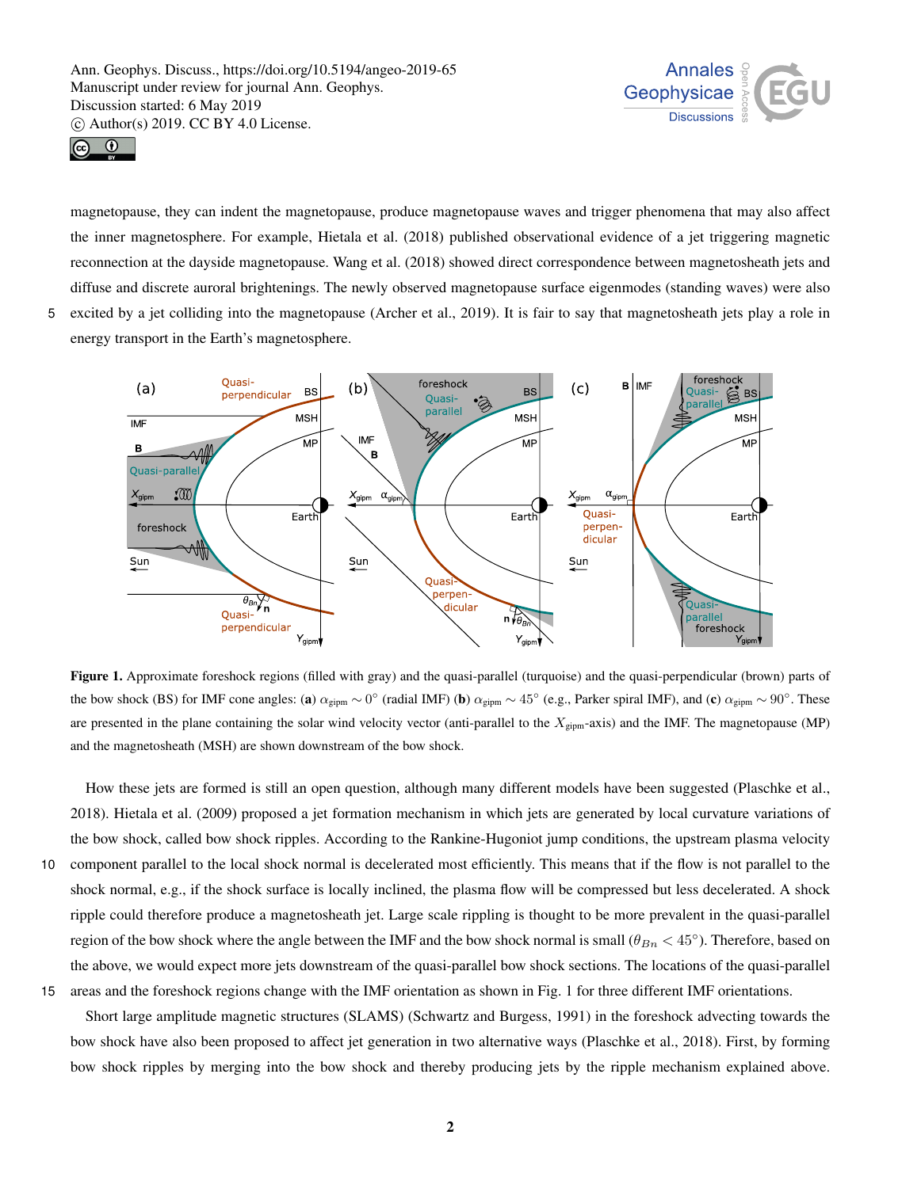magnetopause, they can indent the magnetopause, produce magnetopause waves and trigger phenomena that may also affect the inner magnetosphere. For example, Hietala et al. (2018) published observational evidence of a jet triggering magnetic reconnection at the dayside magnetopause. Wang et al. (2018) showed direct correspondence between magnetosheath jets and diffuse and discrete auroral brightenings. The newly observed magnetopause surface eigenmodes (standing waves) were also excited by a jet colliding into the magnetopause (Archer et al., 2019). It is fair to say that magnetosheath jets play a role in energy transport in the Earth's magnetosphere.

**Figure 1.** Approximate foreshock regions (filled with gray) and the quasi-parallel (turquoise) and the quasi-perpendicular (brown) parts of the bow shock (BS) for IMF cone angles: (**a**) $\alpha_{\text{gipm}} \sim 0°$ (radial IMF) (**b**) $\alpha_{\text{gipm}} \sim 45°$ (e.g., Parker spiral IMF), and (**c**) $\alpha_{\text{gipm}} \sim 90°$. These are presented in the plane containing the solar wind velocity vector (anti-parallel to the $X_{\text{gipm}}$-axis) and the IMF. The magnetopause (MP) and the magnetosheath (MSH) are shown downstream of the bow shock.

How these jets are formed is still an open question, although many different models have been suggested (Plaschke et al., 2018). Hietala et al. (2009) proposed a jet formation mechanism in which jets are generated by local curvature variations of the bow shock, called bow shock ripples. According to the Rankine-Hugoniot jump conditions, the upstream plasma velocity component parallel to the local shock normal is decelerated most efficiently. This means that if the flow is not parallel to the shock normal, e.g., if the shock surface is locally inclined, the plasma flow will be compressed but less decelerated. A shock ripple could therefore produce a magnetosheath jet. Large scale rippling is thought to be more prevalent in the quasi-parallel region of the bow shock where the angle between the IMF and the bow shock normal is small ($\theta_{Bn} < 45°$). Therefore, based on the above, we would expect more jets downstream of the quasi-parallel bow shock sections. The locations of the quasi-parallel areas and the foreshock regions change with the IMF orientation as shown in Fig. 1 for three different IMF orientations.

Short large amplitude magnetic structures (SLAMS) (Schwartz and Burgess, 1991) in the foreshock advecting towards the bow shock have also been proposed to affect jet generation in two alternative ways (Plaschke et al., 2018). First, by forming bow shock ripples by merging into the bow shock and thereby producing jets by the ripple mechanism explained above.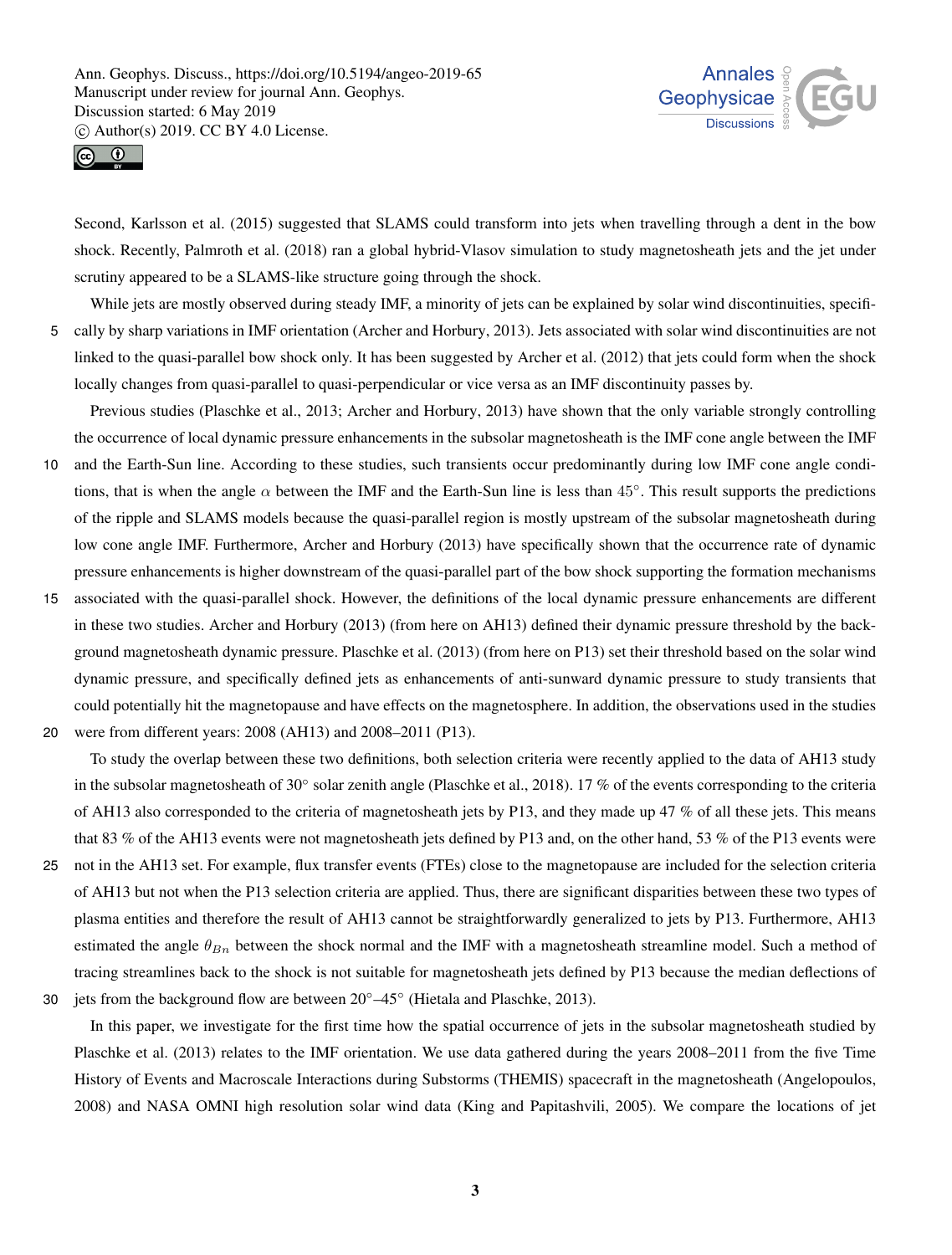Second, Karlsson et al. (2015) suggested that SLAMS could transform into jets when travelling through a dent in the bow shock. Recently, Palmroth et al. (2018) ran a global hybrid-Vlasov simulation to study magnetosheath jets and the jet under scrutiny appeared to be a SLAMS-like structure going through the shock.

While jets are mostly observed during steady IMF, a minority of jets can be explained by solar wind discontinuities, specifically by sharp variations in IMF orientation (Archer and Horbury, 2013). Jets associated with solar wind discontinuities are not linked to the quasi-parallel bow shock only. It has been suggested by Archer et al. (2012) that jets could form when the shock locally changes from quasi-parallel to quasi-perpendicular or vice versa as an IMF discontinuity passes by.

Previous studies (Plaschke et al., 2013; Archer and Horbury, 2013) have shown that the only variable strongly controlling the occurrence of local dynamic pressure enhancements in the subsolar magnetosheath is the IMF cone angle between the IMF and the Earth-Sun line. According to these studies, such transients occur predominantly during low IMF cone angle conditions, that is when the angle $\alpha$ between the IMF and the Earth-Sun line is less than $45°$. This result supports the predictions of the ripple and SLAMS models because the quasi-parallel region is mostly upstream of the subsolar magnetosheath during low cone angle IMF. Furthermore, Archer and Horbury (2013) have specifically shown that the occurrence rate of dynamic pressure enhancements is higher downstream of the quasi-parallel part of the bow shock supporting the formation mechanisms associated with the quasi-parallel shock. However, the definitions of the local dynamic pressure enhancements are different in these two studies. Archer and Horbury (2013) (from here on AH13) defined their dynamic pressure threshold by the background magnetosheath dynamic pressure. Plaschke et al. (2013) (from here on P13) set their threshold based on the solar wind dynamic pressure, and specifically defined jets as enhancements of anti-sunward dynamic pressure to study transients that could potentially hit the magnetopause and have effects on the magnetosphere. In addition, the observations used in the studies were from different years: 2008 (AH13) and 2008–2011 (P13).

To study the overlap between these two definitions, both selection criteria were recently applied to the data of AH13 study in the subsolar magnetosheath of $30°$ solar zenith angle (Plaschke et al., 2018). 17 % of the events corresponding to the criteria of AH13 also corresponded to the criteria of magnetosheath jets by P13, and they made up 47 % of all these jets. This means that 83 % of the AH13 events were not magnetosheath jets defined by P13 and, on the other hand, 53 % of the P13 events were not in the AH13 set. For example, flux transfer events (FTEs) close to the magnetopause are included for the selection criteria of AH13 but not when the P13 selection criteria are applied. Thus, there are significant disparities between these two types of plasma entities and therefore the result of AH13 cannot be straightforwardly generalized to jets by P13. Furthermore, AH13 estimated the angle $\theta_{Bn}$ between the shock normal and the IMF with a magnetosheath streamline model. Such a method of tracing streamlines back to the shock is not suitable for magnetosheath jets defined by P13 because the median deflections of jets from the background flow are between $20°$–$45°$ (Hietala and Plaschke, 2013).

In this paper, we investigate for the first time how the spatial occurrence of jets in the subsolar magnetosheath studied by Plaschke et al. (2013) relates to the IMF orientation. We use data gathered during the years 2008–2011 from the five Time History of Events and Macroscale Interactions during Substorms (THEMIS) spacecraft in the magnetosheath (Angelopoulos, 2008) and NASA OMNI high resolution solar wind data (King and Papitashvili, 2005). We compare the locations of jet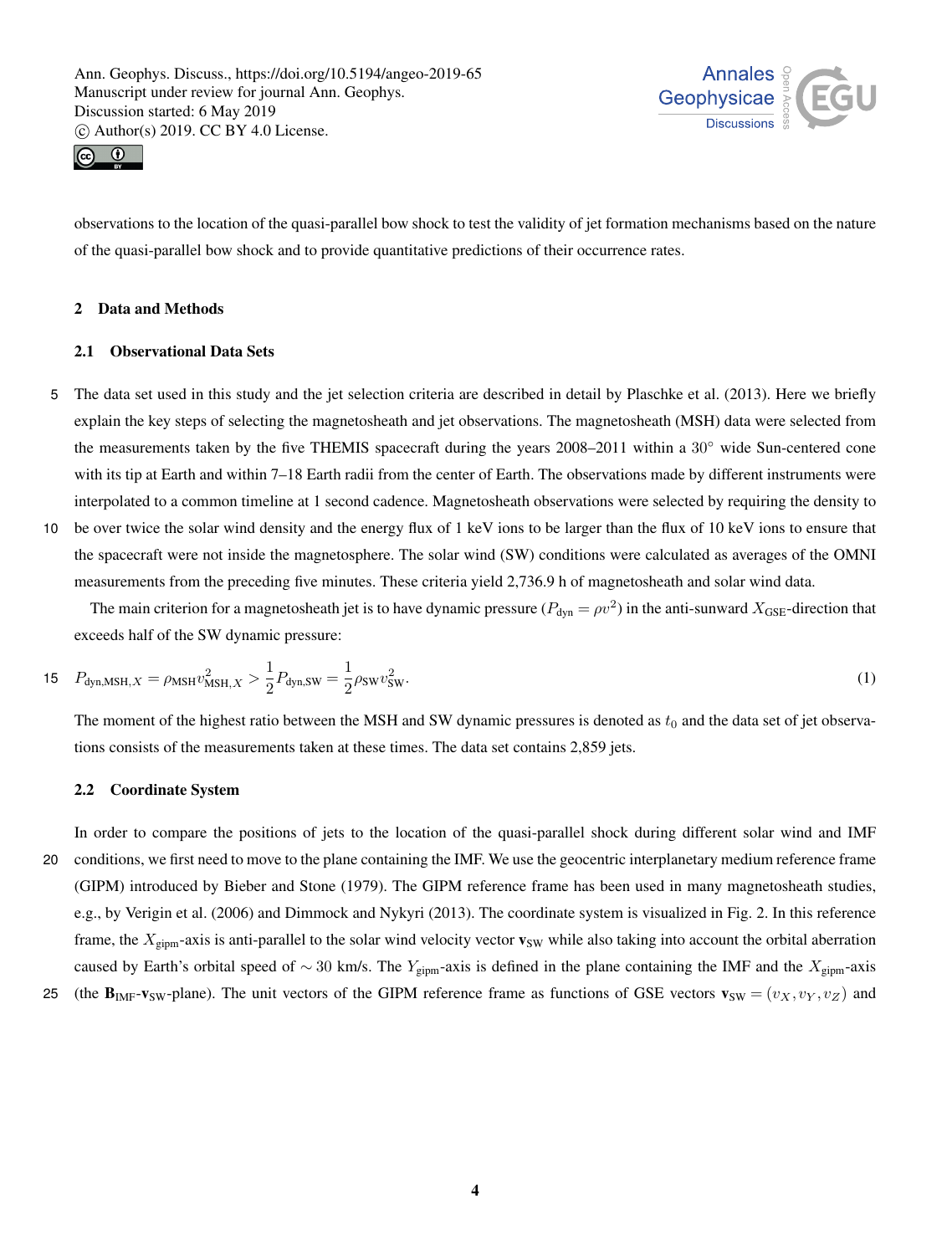observations to the location of the quasi-parallel bow shock to test the validity of jet formation mechanisms based on the nature of the quasi-parallel bow shock and to provide quantitative predictions of their occurrence rates.

## 2 Data and Methods

### 2.1 Observational Data Sets

The data set used in this study and the jet selection criteria are described in detail by Plaschke et al. (2013). Here we briefly explain the key steps of selecting the magnetosheath and jet observations. The magnetosheath (MSH) data were selected from the measurements taken by the five THEMIS spacecraft during the years 2008–2011 within a 30° wide Sun-centered cone with its tip at Earth and within 7–18 Earth radii from the center of Earth. The observations made by different instruments were interpolated to a common timeline at 1 second cadence. Magnetosheath observations were selected by requiring the density to be over twice the solar wind density and the energy flux of 1 keV ions to be larger than the flux of 10 keV ions to ensure that the spacecraft were not inside the magnetosphere. The solar wind (SW) conditions were calculated as averages of the OMNI measurements from the preceding five minutes. These criteria yield 2,736.9 h of magnetosheath and solar wind data.

The main criterion for a magnetosheath jet is to have dynamic pressure ($P_{\text{dyn}} = \rho v^2$) in the anti-sunward $X_{\text{GSE}}$-direction that exceeds half of the SW dynamic pressure:

$$P_{\text{dyn,MSH},X} = \rho_{\text{MSH}} v_{\text{MSH},X}^2 > \frac{1}{2} P_{\text{dyn,SW}} = \frac{1}{2} \rho_{\text{SW}} v_{\text{SW}}^2. \tag{1}$$

The moment of the highest ratio between the MSH and SW dynamic pressures is denoted as $t_0$ and the data set of jet observations consists of the measurements taken at these times. The data set contains 2,859 jets.

### 2.2 Coordinate System

In order to compare the positions of jets to the location of the quasi-parallel shock during different solar wind and IMF conditions, we first need to move to the plane containing the IMF. We use the geocentric interplanetary medium reference frame (GIPM) introduced by Bieber and Stone (1979). The GIPM reference frame has been used in many magnetosheath studies, e.g., by Verigin et al. (2006) and Dimmock and Nykyri (2013). The coordinate system is visualized in Fig. 2. In this reference frame, the $X_{\text{gipm}}$-axis is anti-parallel to the solar wind velocity vector $\mathbf{v}_{\text{SW}}$ while also taking into account the orbital aberration caused by Earth's orbital speed of $\sim 30$ km/s. The $Y_{\text{gipm}}$-axis is defined in the plane containing the IMF and the $X_{\text{gipm}}$-axis (the $\mathbf{B}_{\text{IMF}}$-$\mathbf{v}_{\text{SW}}$-plane). The unit vectors of the GIPM reference frame as functions of GSE vectors $\mathbf{v}_{\text{SW}} = (v_X, v_Y, v_Z)$ and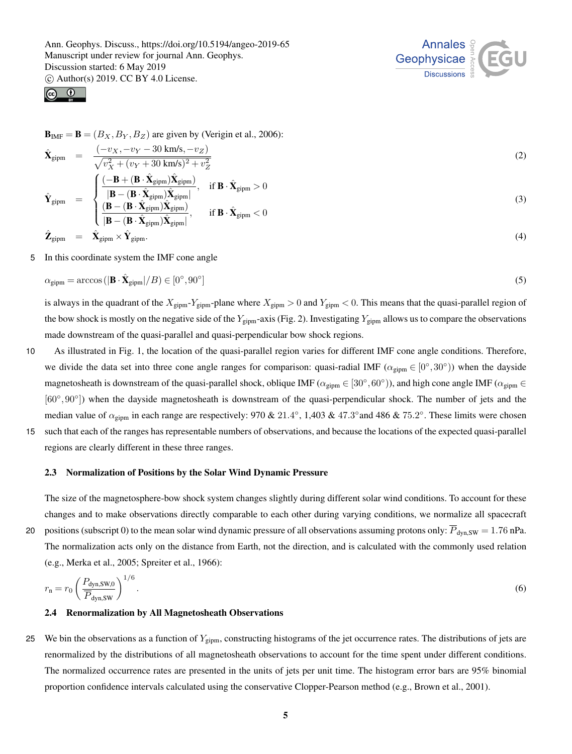$\mathbf{B}_{\mathrm{IMF}} = \mathbf{B} = (B_X, B_Y, B_Z)$ are given by (Verigin et al., 2006):

$$\hat{\mathbf{X}}_{\mathrm{gipm}} = \frac{(-v_X, -v_Y - 30\ \mathrm{km/s}, -v_Z)}{\sqrt{v_X^2 + (v_Y + 30\ \mathrm{km/s})^2 + v_Z^2}} \tag{2}$$

$$\hat{\mathbf{Y}}_{\mathrm{gipm}} = \begin{cases} \dfrac{(-\mathbf{B} + (\mathbf{B}\cdot\hat{\mathbf{X}}_{\mathrm{gipm}})\hat{\mathbf{X}}_{\mathrm{gipm}})}{|\mathbf{B} - (\mathbf{B}\cdot\hat{\mathbf{X}}_{\mathrm{gipm}})\hat{\mathbf{X}}_{\mathrm{gipm}}|}, & \text{if } \mathbf{B}\cdot\hat{\mathbf{X}}_{\mathrm{gipm}} > 0 \\[2ex] \dfrac{(\mathbf{B} - (\mathbf{B}\cdot\hat{\mathbf{X}}_{\mathrm{gipm}})\hat{\mathbf{X}}_{\mathrm{gipm}})}{|\mathbf{B} - (\mathbf{B}\cdot\hat{\mathbf{X}}_{\mathrm{gipm}})\hat{\mathbf{X}}_{\mathrm{gipm}}|}, & \text{if } \mathbf{B}\cdot\hat{\mathbf{X}}_{\mathrm{gipm}} < 0 \end{cases} \tag{3}$$

$$\hat{\mathbf{Z}}_{\mathrm{gipm}} = \hat{\mathbf{X}}_{\mathrm{gipm}} \times \hat{\mathbf{Y}}_{\mathrm{gipm}}. \tag{4}$$

In this coordinate system the IMF cone angle

$$\alpha_{\mathrm{gipm}} = \arccos\left(|\mathbf{B}\cdot\hat{\mathbf{X}}_{\mathrm{gipm}}|/B\right) \in [0^\circ, 90^\circ] \tag{5}$$

is always in the quadrant of the $X_{\mathrm{gipm}}$-$Y_{\mathrm{gipm}}$-plane where $X_{\mathrm{gipm}} > 0$ and $Y_{\mathrm{gipm}} < 0$. This means that the quasi-parallel region of the bow shock is mostly on the negative side of the $Y_{\mathrm{gipm}}$-axis (Fig. 2). Investigating $Y_{\mathrm{gipm}}$ allows us to compare the observations made downstream of the quasi-parallel and quasi-perpendicular bow shock regions.

As illustrated in Fig. 1, the location of the quasi-parallel region varies for different IMF cone angle conditions. Therefore, we divide the data set into three cone angle ranges for comparison: quasi-radial IMF ($\alpha_{\mathrm{gipm}} \in [0^\circ, 30^\circ)$) when the dayside magnetosheath is downstream of the quasi-parallel shock, oblique IMF ($\alpha_{\mathrm{gipm}} \in [30^\circ, 60^\circ)$), and high cone angle IMF ($\alpha_{\mathrm{gipm}} \in [60^\circ, 90^\circ]$) when the dayside magnetosheath is downstream of the quasi-perpendicular shock. The number of jets and the median value of $\alpha_{\mathrm{gipm}}$ in each range are respectively: 970 & $21.4^\circ$, 1,403 & $47.3^\circ$and 486 & $75.2^\circ$. These limits were chosen such that each of the ranges has representable numbers of observations, and because the locations of the expected quasi-parallel regions are clearly different in these three ranges.

### 2.3 Normalization of Positions by the Solar Wind Dynamic Pressure

The size of the magnetosphere-bow shock system changes slightly during different solar wind conditions. To account for these changes and to make observations directly comparable to each other during varying conditions, we normalize all spacecraft positions (subscript 0) to the mean solar wind dynamic pressure of all observations assuming protons only: $\overline{P}_{\mathrm{dyn,SW}} = 1.76$ nPa. The normalization acts only on the distance from Earth, not the direction, and is calculated with the commonly used relation (e.g., Merka et al., 2005; Spreiter et al., 1966):

$$r_{\mathrm{n}} = r_0 \left(\frac{P_{\mathrm{dyn,SW,0}}}{\overline{P}_{\mathrm{dyn,SW}}}\right)^{1/6}. \tag{6}$$

### 2.4 Renormalization by All Magnetosheath Observations

We bin the observations as a function of $Y_{\mathrm{gipm}}$, constructing histograms of the jet occurrence rates. The distributions of jets are renormalized by the distributions of all magnetosheath observations to account for the time spent under different conditions. The normalized occurrence rates are presented in the units of jets per unit time. The histogram error bars are 95% binomial proportion confidence intervals calculated using the conservative Clopper-Pearson method (e.g., Brown et al., 2001).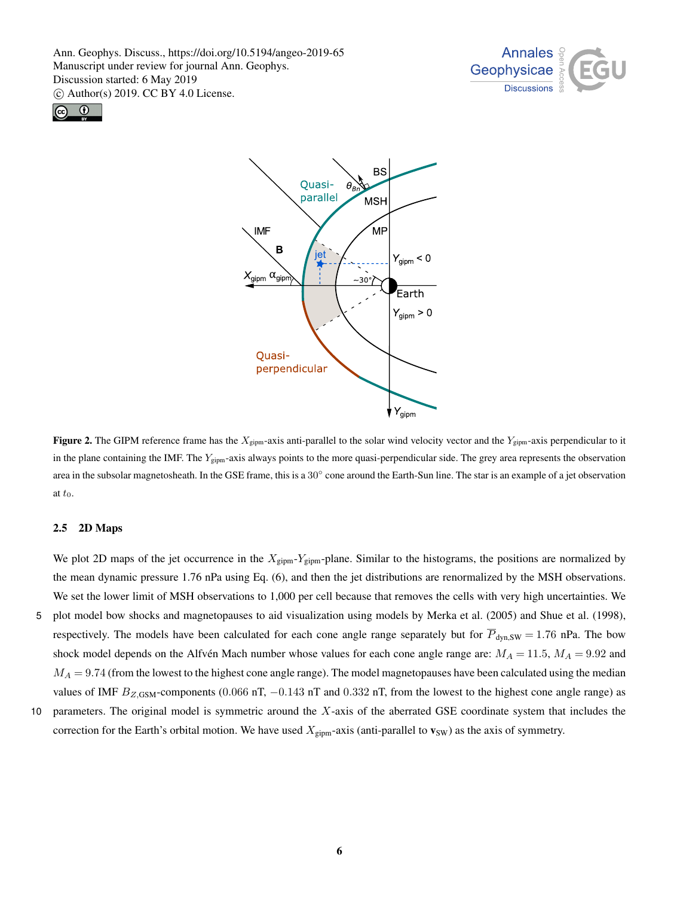**Figure 2.** The GIPM reference frame has the $X_{\text{gipm}}$-axis anti-parallel to the solar wind velocity vector and the $Y_{\text{gipm}}$-axis perpendicular to it in the plane containing the IMF. The $Y_{\text{gipm}}$-axis always points to the more quasi-perpendicular side. The grey area represents the observation area in the subsolar magnetosheath. In the GSE frame, this is a $30^\circ$ cone around the Earth-Sun line. The star is an example of a jet observation at $t_0$.

### 2.5 2D Maps

We plot 2D maps of the jet occurrence in the $X_{\text{gipm}}$-$Y_{\text{gipm}}$-plane. Similar to the histograms, the positions are normalized by the mean dynamic pressure 1.76 nPa using Eq. (6), and then the jet distributions are renormalized by the MSH observations. We set the lower limit of MSH observations to 1,000 per cell because that removes the cells with very high uncertainties. We plot model bow shocks and magnetopauses to aid visualization using models by Merka et al. (2005) and Shue et al. (1998), respectively. The models have been calculated for each cone angle range separately but for $\overline{P}_{\text{dyn,SW}} = 1.76$ nPa. The bow shock model depends on the Alfvén Mach number whose values for each cone angle range are: $M_A = 11.5$, $M_A = 9.92$ and $M_A = 9.74$ (from the lowest to the highest cone angle range). The model magnetopauses have been calculated using the median values of IMF $B_{Z,\text{GSM}}$-components ($0.066$ nT, $-0.143$ nT and $0.332$ nT, from the lowest to the highest cone angle range) as parameters. The original model is symmetric around the $X$-axis of the aberrated GSE coordinate system that includes the correction for the Earth's orbital motion. We have used $X_{\text{gipm}}$-axis (anti-parallel to $\mathbf{v}_{\text{SW}}$) as the axis of symmetry.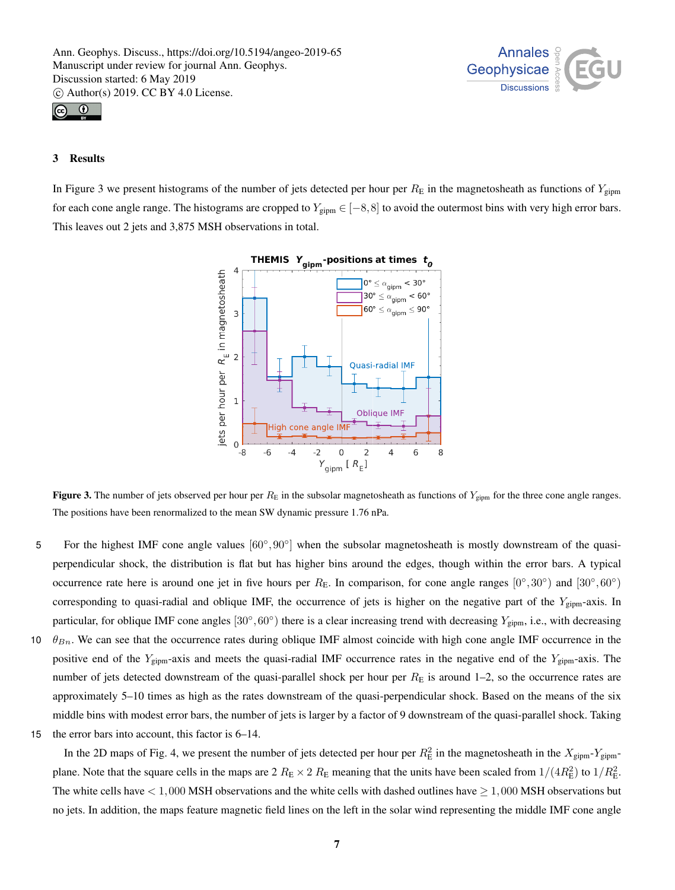## 3 Results

In Figure 3 we present histograms of the number of jets detected per hour per $R_\mathrm{E}$ in the magnetosheath as functions of $Y_\mathrm{gipm}$ for each cone angle range. The histograms are cropped to $Y_\mathrm{gipm} \in [-8, 8]$ to avoid the outermost bins with very high error bars. This leaves out 2 jets and 3,875 MSH observations in total.

**Figure 3.** The number of jets observed per hour per $R_\mathrm{E}$ in the subsolar magnetosheath as functions of $Y_\mathrm{gipm}$ for the three cone angle ranges. The positions have been renormalized to the mean SW dynamic pressure 1.76 nPa.

For the highest IMF cone angle values $[60°, 90°]$ when the subsolar magnetosheath is mostly downstream of the quasi-perpendicular shock, the distribution is flat but has higher bins around the edges, though within the error bars. A typical occurrence rate here is around one jet in five hours per $R_\mathrm{E}$. In comparison, for cone angle ranges $[0°, 30°)$ and $[30°, 60°)$ corresponding to quasi-radial and oblique IMF, the occurrence of jets is higher on the negative part of the $Y_\mathrm{gipm}$-axis. In particular, for oblique IMF cone angles $[30°, 60°)$ there is a clear increasing trend with decreasing $Y_\mathrm{gipm}$, i.e., with decreasing $\theta_{Bn}$. We can see that the occurrence rates during oblique IMF almost coincide with high cone angle IMF occurrence in the positive end of the $Y_\mathrm{gipm}$-axis and meets the quasi-radial IMF occurrence rates in the negative end of the $Y_\mathrm{gipm}$-axis. The number of jets detected downstream of the quasi-parallel shock per hour per $R_\mathrm{E}$ is around 1–2, so the occurrence rates are approximately 5–10 times as high as the rates downstream of the quasi-perpendicular shock. Based on the means of the six middle bins with modest error bars, the number of jets is larger by a factor of 9 downstream of the quasi-parallel shock. Taking the error bars into account, this factor is 6–14.

In the 2D maps of Fig. 4, we present the number of jets detected per hour per $R_\mathrm{E}^2$ in the magnetosheath in the $X_\mathrm{gipm}$-$Y_\mathrm{gipm}$-plane. Note that the square cells in the maps are $2\ R_\mathrm{E} \times 2\ R_\mathrm{E}$ meaning that the units have been scaled from $1/(4R_\mathrm{E}^2)$ to $1/R_\mathrm{E}^2$. The white cells have $< 1,000$ MSH observations and the white cells with dashed outlines have $\geq 1,000$ MSH observations but no jets. In addition, the maps feature magnetic field lines on the left in the solar wind representing the middle IMF cone angle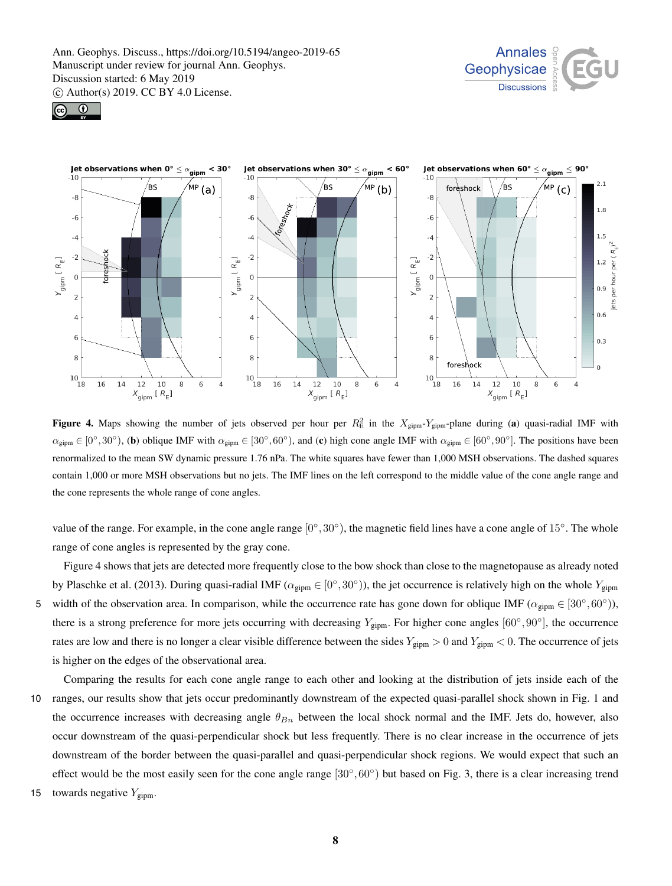**Figure 4.** Maps showing the number of jets observed per hour per $R_E^2$ in the $X_{gipm}$-$Y_{gipm}$-plane during (**a**) quasi-radial IMF with $\alpha_{gipm} \in [0°, 30°)$, (**b**) oblique IMF with $\alpha_{gipm} \in [30°, 60°)$, and (**c**) high cone angle IMF with $\alpha_{gipm} \in [60°, 90°]$. The positions have been renormalized to the mean SW dynamic pressure 1.76 nPa. The white squares have fewer than 1,000 MSH observations. The dashed squares contain 1,000 or more MSH observations but no jets. The IMF lines on the left correspond to the middle value of the cone angle range and the cone represents the whole range of cone angles.

value of the range. For example, in the cone angle range $[0°, 30°)$, the magnetic field lines have a cone angle of $15°$. The whole range of cone angles is represented by the gray cone.

Figure 4 shows that jets are detected more frequently close to the bow shock than close to the magnetopause as already noted by Plaschke et al. (2013). During quasi-radial IMF ($\alpha_{gipm} \in [0°, 30°)$), the jet occurrence is relatively high on the whole $Y_{gipm}$ width of the observation area. In comparison, while the occurrence rate has gone down for oblique IMF ($\alpha_{gipm} \in [30°, 60°)$), there is a strong preference for more jets occurring with decreasing $Y_{gipm}$. For higher cone angles $[60°, 90°]$, the occurrence rates are low and there is no longer a clear visible difference between the sides $Y_{gipm} > 0$ and $Y_{gipm} < 0$. The occurrence of jets is higher on the edges of the observational area.

Comparing the results for each cone angle range to each other and looking at the distribution of jets inside each of the ranges, our results show that jets occur predominantly downstream of the expected quasi-parallel shock shown in Fig. 1 and the occurrence increases with decreasing angle $\theta_{Bn}$ between the local shock normal and the IMF. Jets do, however, also occur downstream of the quasi-perpendicular shock but less frequently. There is no clear increase in the occurrence of jets downstream of the border between the quasi-parallel and quasi-perpendicular shock regions. We would expect that such an effect would be the most easily seen for the cone angle range $[30°, 60°)$ but based on Fig. 3, there is a clear increasing trend towards negative $Y_{gipm}$.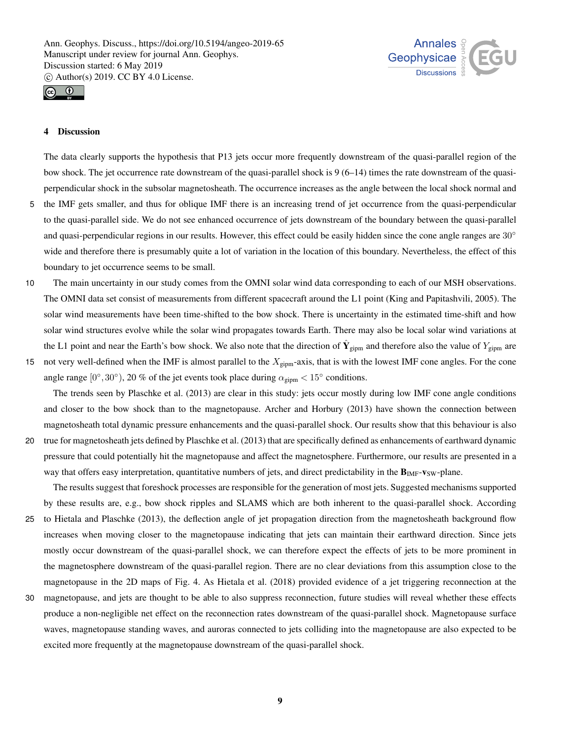## 4 Discussion

The data clearly supports the hypothesis that P13 jets occur more frequently downstream of the quasi-parallel region of the bow shock. The jet occurrence rate downstream of the quasi-parallel shock is 9 (6–14) times the rate downstream of the quasi-perpendicular shock in the subsolar magnetosheath. The occurrence increases as the angle between the local shock normal and the IMF gets smaller, and thus for oblique IMF there is an increasing trend of jet occurrence from the quasi-perpendicular to the quasi-parallel side. We do not see enhanced occurrence of jets downstream of the boundary between the quasi-parallel and quasi-perpendicular regions in our results. However, this effect could be easily hidden since the cone angle ranges are $30°$ wide and therefore there is presumably quite a lot of variation in the location of this boundary. Nevertheless, the effect of this boundary to jet occurrence seems to be small.

The main uncertainty in our study comes from the OMNI solar wind data corresponding to each of our MSH observations. The OMNI data set consist of measurements from different spacecraft around the L1 point (King and Papitashvili, 2005). The solar wind measurements have been time-shifted to the bow shock. There is uncertainty in the estimated time-shift and how solar wind structures evolve while the solar wind propagates towards Earth. There may also be local solar wind variations at the L1 point and near the Earth's bow shock. We also note that the direction of $\hat{\mathbf{Y}}_{\mathrm{gipm}}$ and therefore also the value of $Y_{\mathrm{gipm}}$ are not very well-defined when the IMF is almost parallel to the $X_{\mathrm{gipm}}$-axis, that is with the lowest IMF cone angles. For the cone angle range $[0°, 30°)$, 20 % of the jet events took place during $\alpha_{\mathrm{gipm}} < 15°$ conditions.

The trends seen by Plaschke et al. (2013) are clear in this study: jets occur mostly during low IMF cone angle conditions and closer to the bow shock than to the magnetopause. Archer and Horbury (2013) have shown the connection between magnetosheath total dynamic pressure enhancements and the quasi-parallel shock. Our results show that this behaviour is also true for magnetosheath jets defined by Plaschke et al. (2013) that are specifically defined as enhancements of earthward dynamic pressure that could potentially hit the magnetopause and affect the magnetosphere. Furthermore, our results are presented in a way that offers easy interpretation, quantitative numbers of jets, and direct predictability in the $\mathbf{B}_{\mathrm{IMF}}$-$\mathbf{v}_{\mathrm{SW}}$-plane.

The results suggest that foreshock processes are responsible for the generation of most jets. Suggested mechanisms supported by these results are, e.g., bow shock ripples and SLAMS which are both inherent to the quasi-parallel shock. According to Hietala and Plaschke (2013), the deflection angle of jet propagation direction from the magnetosheath background flow increases when moving closer to the magnetopause indicating that jets can maintain their earthward direction. Since jets mostly occur downstream of the quasi-parallel shock, we can therefore expect the effects of jets to be more prominent in the magnetosphere downstream of the quasi-parallel region. There are no clear deviations from this assumption close to the magnetopause in the 2D maps of Fig. 4. As Hietala et al. (2018) provided evidence of a jet triggering reconnection at the magnetopause, and jets are thought to be able to also suppress reconnection, future studies will reveal whether these effects produce a non-negligible net effect on the reconnection rates downstream of the quasi-parallel shock. Magnetopause surface waves, magnetopause standing waves, and auroras connected to jets colliding into the magnetopause are also expected to be excited more frequently at the magnetopause downstream of the quasi-parallel shock.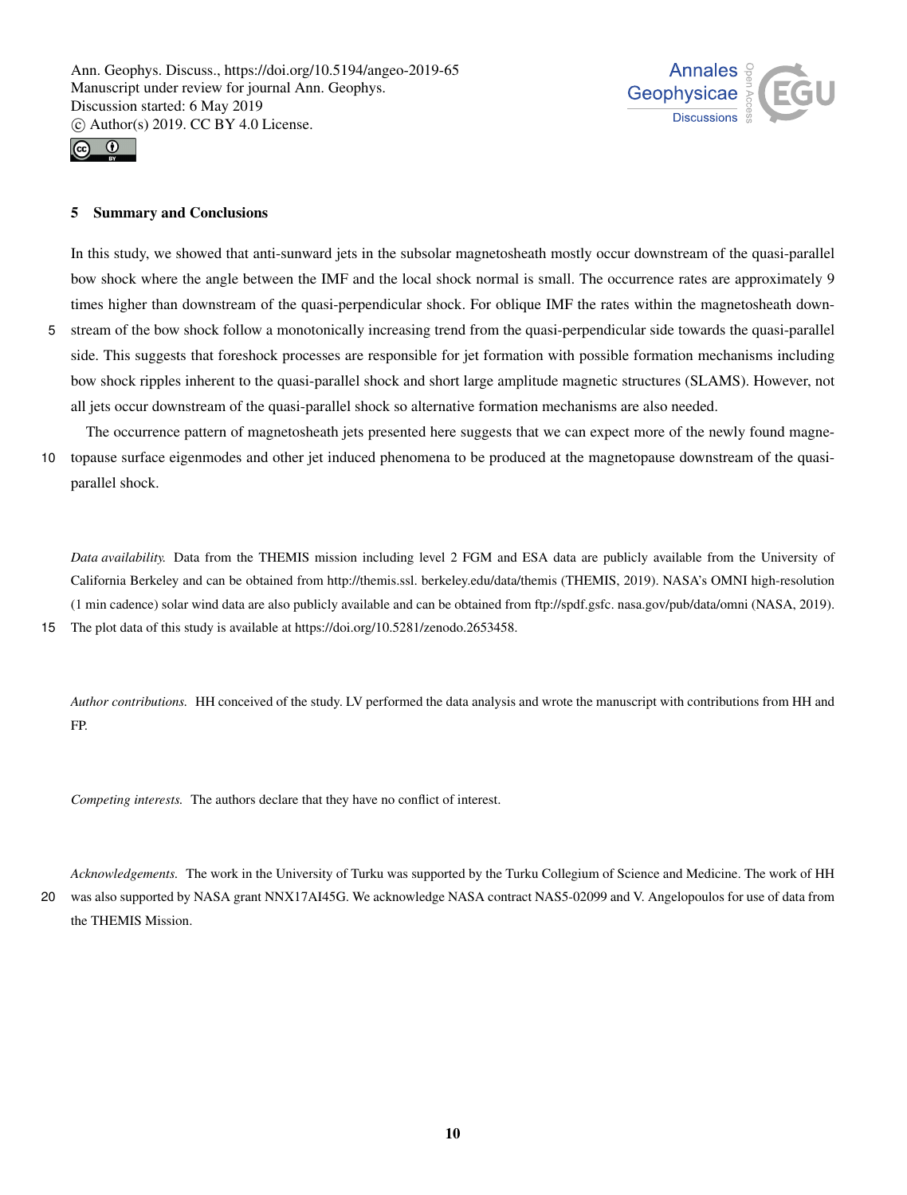## 5 Summary and Conclusions

In this study, we showed that anti-sunward jets in the subsolar magnetosheath mostly occur downstream of the quasi-parallel bow shock where the angle between the IMF and the local shock normal is small. The occurrence rates are approximately 9 times higher than downstream of the quasi-perpendicular shock. For oblique IMF the rates within the magnetosheath downstream of the bow shock follow a monotonically increasing trend from the quasi-perpendicular side towards the quasi-parallel side. This suggests that foreshock processes are responsible for jet formation with possible formation mechanisms including bow shock ripples inherent to the quasi-parallel shock and short large amplitude magnetic structures (SLAMS). However, not all jets occur downstream of the quasi-parallel shock so alternative formation mechanisms are also needed.

The occurrence pattern of magnetosheath jets presented here suggests that we can expect more of the newly found magnetopause surface eigenmodes and other jet induced phenomena to be produced at the magnetopause downstream of the quasi-parallel shock.

*Data availability.* Data from the THEMIS mission including level 2 FGM and ESA data are publicly available from the University of California Berkeley and can be obtained from http://themis.ssl. berkeley.edu/data/themis (THEMIS, 2019). NASA's OMNI high-resolution (1 min cadence) solar wind data are also publicly available and can be obtained from ftp://spdf.gsfc. nasa.gov/pub/data/omni (NASA, 2019). The plot data of this study is available at https://doi.org/10.5281/zenodo.2653458.

*Author contributions.* HH conceived of the study. LV performed the data analysis and wrote the manuscript with contributions from HH and FP.

*Competing interests.* The authors declare that they have no conflict of interest.

*Acknowledgements.* The work in the University of Turku was supported by the Turku Collegium of Science and Medicine. The work of HH was also supported by NASA grant NNX17AI45G. We acknowledge NASA contract NAS5-02099 and V. Angelopoulos for use of data from the THEMIS Mission.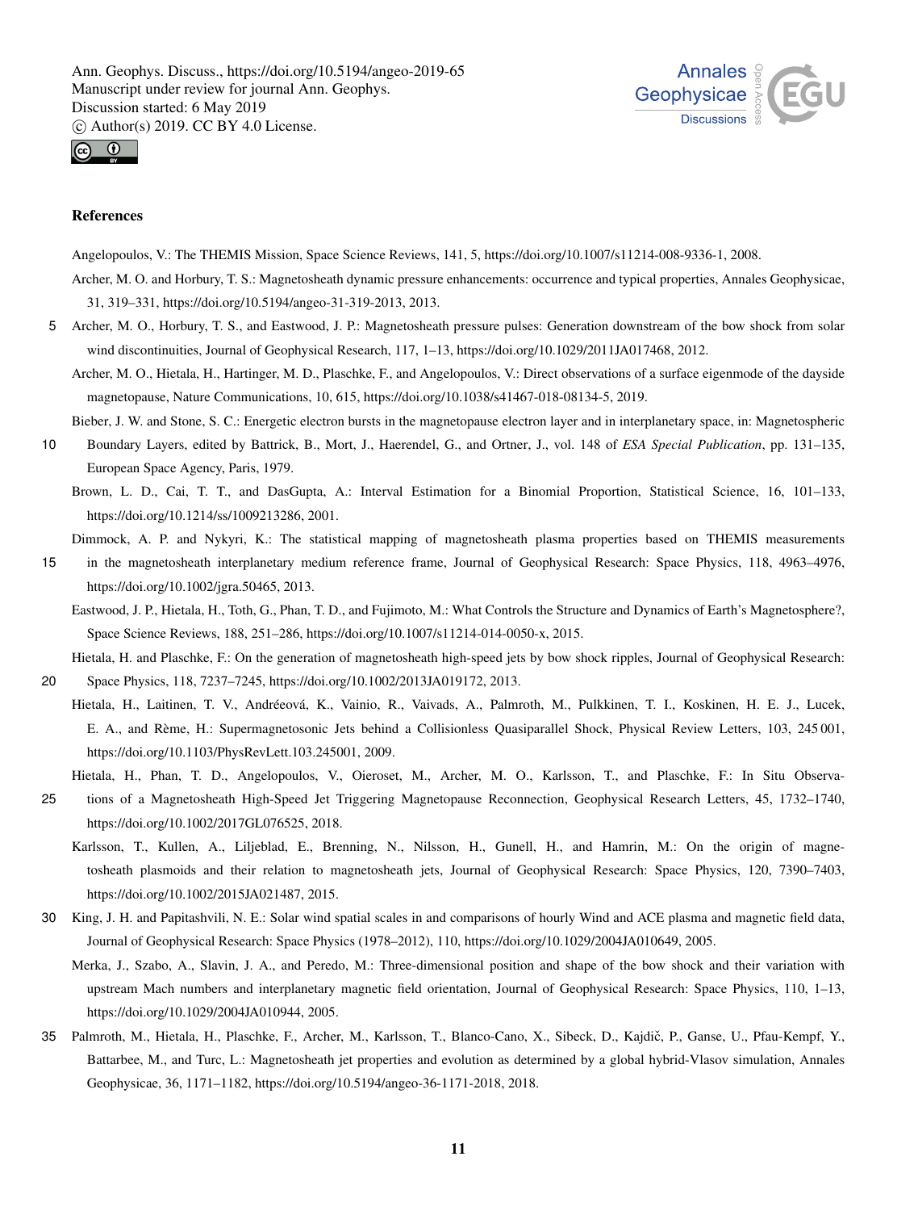## References

Angelopoulos, V.: The THEMIS Mission, Space Science Reviews, 141, 5, https://doi.org/10.1007/s11214-008-9336-1, 2008.

Archer, M. O. and Horbury, T. S.: Magnetosheath dynamic pressure enhancements: occurrence and typical properties, Annales Geophysicae, 31, 319–331, https://doi.org/10.5194/angeo-31-319-2013, 2013.

Archer, M. O., Horbury, T. S., and Eastwood, J. P.: Magnetosheath pressure pulses: Generation downstream of the bow shock from solar wind discontinuities, Journal of Geophysical Research, 117, 1–13, https://doi.org/10.1029/2011JA017468, 2012.

Archer, M. O., Hietala, H., Hartinger, M. D., Plaschke, F., and Angelopoulos, V.: Direct observations of a surface eigenmode of the dayside magnetopause, Nature Communications, 10, 615, https://doi.org/10.1038/s41467-018-08134-5, 2019.

Bieber, J. W. and Stone, S. C.: Energetic electron bursts in the magnetopause electron layer and in interplanetary space, in: Magnetospheric Boundary Layers, edited by Battrick, B., Mort, J., Haerendel, G., and Ortner, J., vol. 148 of *ESA Special Publication*, pp. 131–135, European Space Agency, Paris, 1979.

Brown, L. D., Cai, T. T., and DasGupta, A.: Interval Estimation for a Binomial Proportion, Statistical Science, 16, 101–133, https://doi.org/10.1214/ss/1009213286, 2001.

Dimmock, A. P. and Nykyri, K.: The statistical mapping of magnetosheath plasma properties based on THEMIS measurements in the magnetosheath interplanetary medium reference frame, Journal of Geophysical Research: Space Physics, 118, 4963–4976, https://doi.org/10.1002/jgra.50465, 2013.

Eastwood, J. P., Hietala, H., Toth, G., Phan, T. D., and Fujimoto, M.: What Controls the Structure and Dynamics of Earth's Magnetosphere?, Space Science Reviews, 188, 251–286, https://doi.org/10.1007/s11214-014-0050-x, 2015.

Hietala, H. and Plaschke, F.: On the generation of magnetosheath high-speed jets by bow shock ripples, Journal of Geophysical Research: Space Physics, 118, 7237–7245, https://doi.org/10.1002/2013JA019172, 2013.

Hietala, H., Laitinen, T. V., Andréeová, K., Vainio, R., Vaivads, A., Palmroth, M., Pulkkinen, T. I., Koskinen, H. E. J., Lucek, E. A., and Rème, H.: Supermagnetosonic Jets behind a Collisionless Quasiparallel Shock, Physical Review Letters, 103, 245 001, https://doi.org/10.1103/PhysRevLett.103.245001, 2009.

Hietala, H., Phan, T. D., Angelopoulos, V., Oieroset, M., Archer, M. O., Karlsson, T., and Plaschke, F.: In Situ Observations of a Magnetosheath High-Speed Jet Triggering Magnetopause Reconnection, Geophysical Research Letters, 45, 1732–1740, https://doi.org/10.1002/2017GL076525, 2018.

Karlsson, T., Kullen, A., Liljeblad, E., Brenning, N., Nilsson, H., Gunell, H., and Hamrin, M.: On the origin of magnetosheath plasmoids and their relation to magnetosheath jets, Journal of Geophysical Research: Space Physics, 120, 7390–7403, https://doi.org/10.1002/2015JA021487, 2015.

King, J. H. and Papitashvili, N. E.: Solar wind spatial scales in and comparisons of hourly Wind and ACE plasma and magnetic field data, Journal of Geophysical Research: Space Physics (1978–2012), 110, https://doi.org/10.1029/2004JA010649, 2005.

Merka, J., Szabo, A., Slavin, J. A., and Peredo, M.: Three-dimensional position and shape of the bow shock and their variation with upstream Mach numbers and interplanetary magnetic field orientation, Journal of Geophysical Research: Space Physics, 110, 1–13, https://doi.org/10.1029/2004JA010944, 2005.

Palmroth, M., Hietala, H., Plaschke, F., Archer, M., Karlsson, T., Blanco-Cano, X., Sibeck, D., Kajdič, P., Ganse, U., Pfau-Kempf, Y., Battarbee, M., and Turc, L.: Magnetosheath jet properties and evolution as determined by a global hybrid-Vlasov simulation, Annales Geophysicae, 36, 1171–1182, https://doi.org/10.5194/angeo-36-1171-2018, 2018.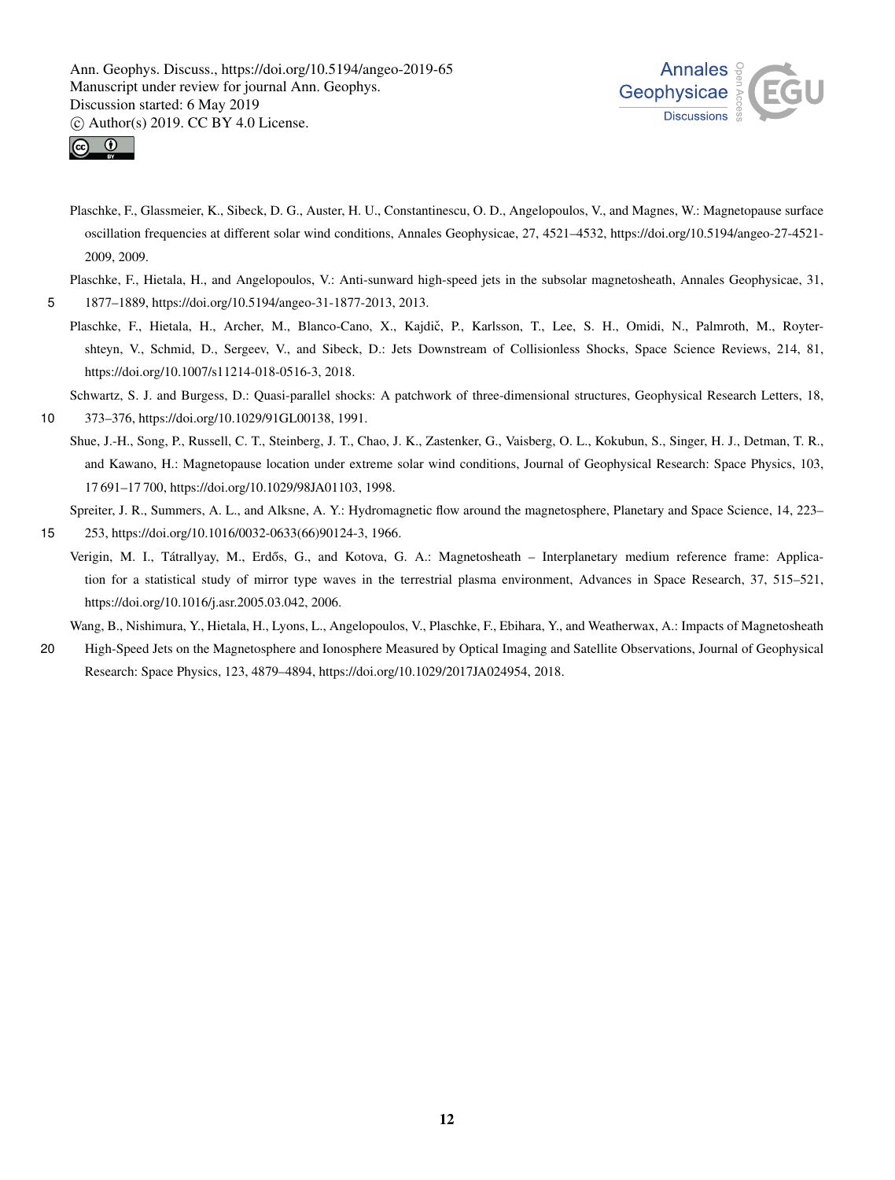Plaschke, F., Glassmeier, K., Sibeck, D. G., Auster, H. U., Constantinescu, O. D., Angelopoulos, V., and Magnes, W.: Magnetopause surface oscillation frequencies at different solar wind conditions, Annales Geophysicae, 27, 4521–4532, https://doi.org/10.5194/angeo-27-4521-2009, 2009.

Plaschke, F., Hietala, H., and Angelopoulos, V.: Anti-sunward high-speed jets in the subsolar magnetosheath, Annales Geophysicae, 31, 1877–1889, https://doi.org/10.5194/angeo-31-1877-2013, 2013.

Plaschke, F., Hietala, H., Archer, M., Blanco-Cano, X., Kajdič, P., Karlsson, T., Lee, S. H., Omidi, N., Palmroth, M., Roytershteyn, V., Schmid, D., Sergeev, V., and Sibeck, D.: Jets Downstream of Collisionless Shocks, Space Science Reviews, 214, 81, https://doi.org/10.1007/s11214-018-0516-3, 2018.

Schwartz, S. J. and Burgess, D.: Quasi-parallel shocks: A patchwork of three-dimensional structures, Geophysical Research Letters, 18, 373–376, https://doi.org/10.1029/91GL00138, 1991.

Shue, J.-H., Song, P., Russell, C. T., Steinberg, J. T., Chao, J. K., Zastenker, G., Vaisberg, O. L., Kokubun, S., Singer, H. J., Detman, T. R., and Kawano, H.: Magnetopause location under extreme solar wind conditions, Journal of Geophysical Research: Space Physics, 103, 17 691–17 700, https://doi.org/10.1029/98JA01103, 1998.

Spreiter, J. R., Summers, A. L., and Alksne, A. Y.: Hydromagnetic flow around the magnetosphere, Planetary and Space Science, 14, 223–253, https://doi.org/10.1016/0032-0633(66)90124-3, 1966.

Verigin, M. I., Tátrallyay, M., Erdős, G., and Kotova, G. A.: Magnetosheath – Interplanetary medium reference frame: Application for a statistical study of mirror type waves in the terrestrial plasma environment, Advances in Space Research, 37, 515–521, https://doi.org/10.1016/j.asr.2005.03.042, 2006.

Wang, B., Nishimura, Y., Hietala, H., Lyons, L., Angelopoulos, V., Plaschke, F., Ebihara, Y., and Weatherwax, A.: Impacts of Magnetosheath High-Speed Jets on the Magnetosphere and Ionosphere Measured by Optical Imaging and Satellite Observations, Journal of Geophysical Research: Space Physics, 123, 4879–4894, https://doi.org/10.1029/2017JA024954, 2018.